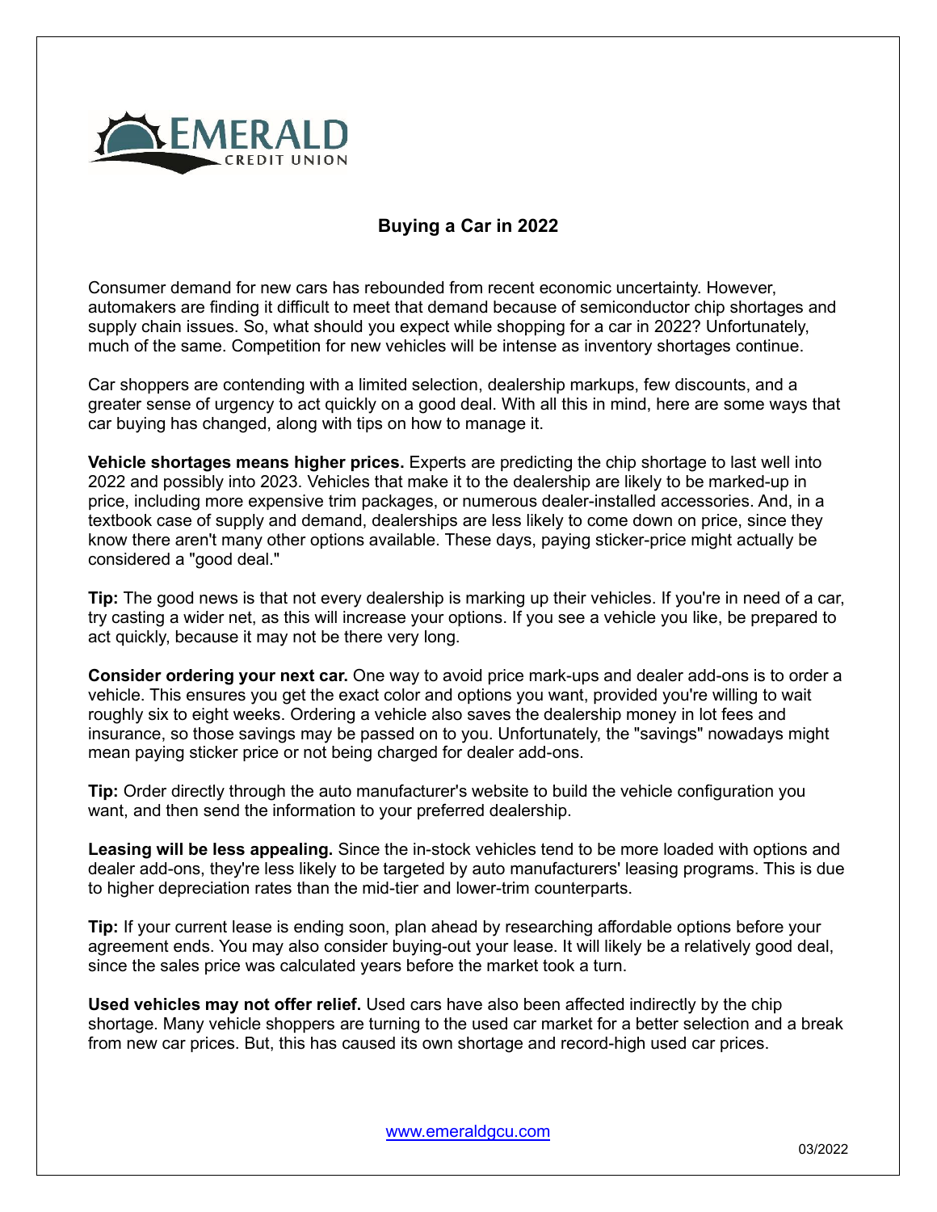# Buying a Car in 2022

Consumer demand for new cars has rebounded from recent economic uncertainty. However, automakers are finding it difficult to meet that demand because of semiconductor chip shortages and supply chain issues. So, what should you expect while shopping for a car in 2022? Unfortunately, much of the same. Competition for new vehicles will be intense as inventory shortages continue.

Car shoppers are contending with a limited selection, dealership markups, few discounts, and a greater sense of urgency to act quickly on a good deal. With all this in mind, here are some ways that car buying has changed, along with tips on how to manage it.

**Vehicle shortages means higher prices.** Experts are predicting the chip shortage to last well into 2022 and possibly into 2023. Vehicles that make it to the dealership are likely to be marked-up in price, including more expensive trim packages, or numerous dealer-installed accessories. And, in a textbook case of supply and demand, dealerships are less likely to come down on price, since they know there aren't many other options available. These days, paying sticker-price might actually be considered a "good deal."

**Tip:** The good news is that not every dealership is marking up their vehicles. If you're in need of a car, try casting a wider net, as this will increase your options. If you see a vehicle you like, be prepared to act quickly, because it may not be there very long.

**Consider ordering your next car.** One way to avoid price mark-ups and dealer add-ons is to order a vehicle. This ensures you get the exact color and options you want, provided you're willing to wait roughly six to eight weeks. Ordering a vehicle also saves the dealership money in lot fees and insurance, so those savings may be passed on to you. Unfortunately, the "savings" nowadays might mean paying sticker price or not being charged for dealer add-ons.

**Tip:** Order directly through the auto manufacturer's website to build the vehicle configuration you want, and then send the information to your preferred dealership.

**Leasing will be less appealing.** Since the in-stock vehicles tend to be more loaded with options and dealer add-ons, they're less likely to be targeted by auto manufacturers' leasing programs. This is due to higher depreciation rates than the mid-tier and lower-trim counterparts.

**Tip:** If your current lease is ending soon, plan ahead by researching affordable options before your agreement ends. You may also consider buying-out your lease. It will likely be a relatively good deal, since the sales price was calculated years before the market took a turn.

**Used vehicles may not offer relief.** Used cars have also been affected indirectly by the chip shortage. Many vehicle shoppers are turning to the used car market for a better selection and a break from new car prices. But, this has caused its own shortage and record-high used car prices.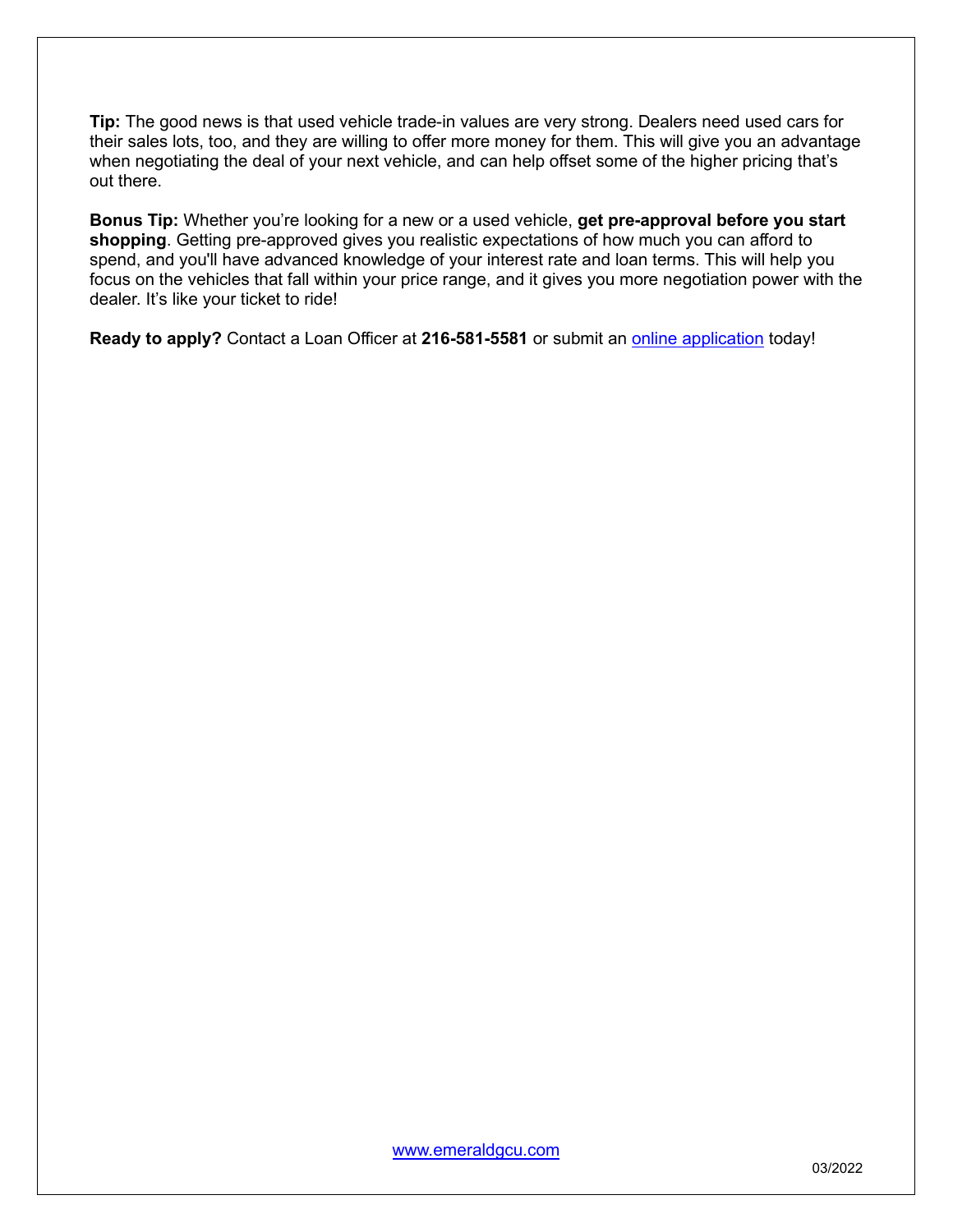**Tip:** The good news is that used vehicle trade-in values are very strong. Dealers need used cars for their sales lots, too, and they are willing to offer more money for them. This will give you an advantage when negotiating the deal of your next vehicle, and can help offset some of the higher pricing that's out there.

**Bonus Tip:** Whether you're looking for a new or a used vehicle, **get pre-approval before you start shopping**. Getting pre-approved gives you realistic expectations of how much you can afford to spend, and you'll have advanced knowledge of your interest rate and loan terms. This will help you focus on the vehicles that fall within your price range, and it gives you more negotiation power with the dealer. It's like your ticket to ride!

**Ready to apply?** Contact a Loan Officer at **216-581-5581** or submit an online application today!

www.emeraldgcu.com

03/2022